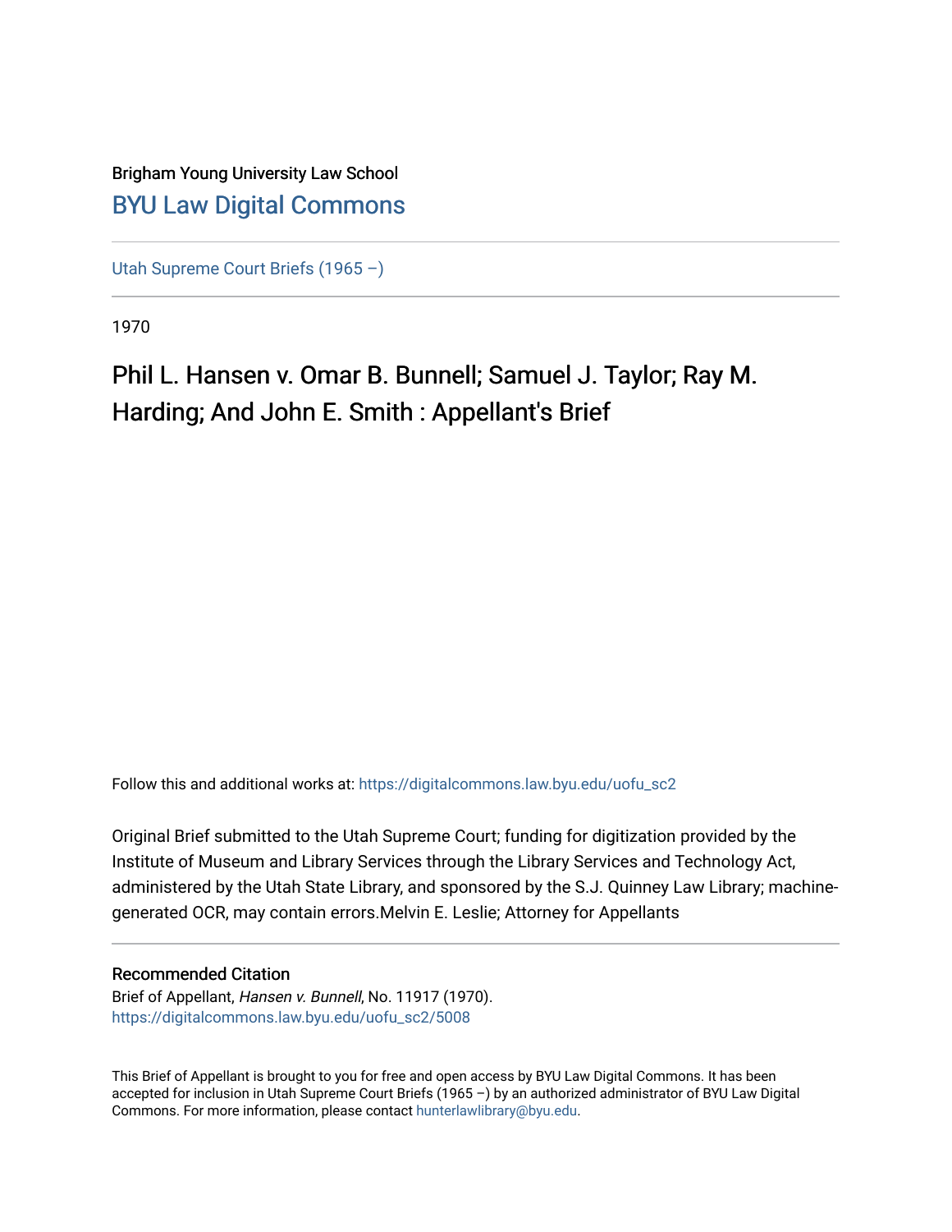Brigham Young University Law School

# BYU Law Digital Commons

Utah Supreme Court Briefs (1965 –)

1970

## Phil L. Hansen v. Omar B. Bunnell; Samuel J. Taylor; Ray M. Harding; And John E. Smith : Appellant's Brief

Follow this and additional works at: https://digitalcommons.law.byu.edu/uofu_sc2

Original Brief submitted to the Utah Supreme Court; funding for digitization provided by the Institute of Museum and Library Services through the Library Services and Technology Act, administered by the Utah State Library, and sponsored by the S.J. Quinney Law Library; machine-generated OCR, may contain errors.Melvin E. Leslie; Attorney for Appellants

### Recommended Citation

Brief of Appellant, *Hansen v. Bunnell*, No. 11917 (1970).
https://digitalcommons.law.byu.edu/uofu_sc2/5008

This Brief of Appellant is brought to you for free and open access by BYU Law Digital Commons. It has been accepted for inclusion in Utah Supreme Court Briefs (1965 –) by an authorized administrator of BYU Law Digital Commons. For more information, please contact hunterlawlibrary@byu.edu.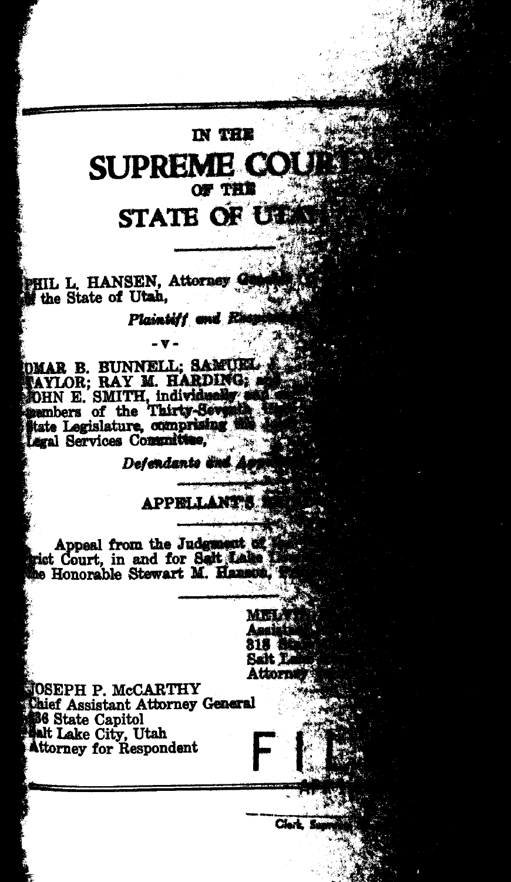IN THE

# SUPREME COU

OF THE

## STATE OF UTA

PHIL L. HANSEN, Attorney Ge of the State of Utah,

*Plaintiff and Re*

- v -

OMAR B. BUNNELL; SAMUEL TAYLOR; RAY M. HARDING; JOHN E. SMITH, individually members of the Thirty-Sev State Legislature, comprising Legal Services Committee,

*Defendants and Ap*

### APPELLANT'S

Appeal from the Judgment of rict Court, in and for Salt Lake the Honorable Stewart M. Hanson,

MEL
Assista
318
Salt L
Attorney

JOSEPH P. McCARTHY
Chief Assistant Attorney General
236 State Capitol
Salt Lake City, Utah
Attorney for Respondent

F I

Clerk, Sup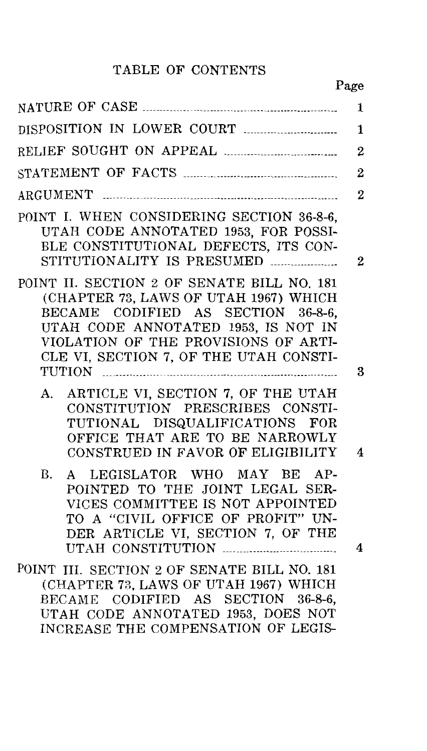# TABLE OF CONTENTS

| | Page |
|---|---|
| NATURE OF CASE | 1 |
| DISPOSITION IN LOWER COURT | 1 |
| RELIEF SOUGHT ON APPEAL | 2 |
| STATEMENT OF FACTS | 2 |
| ARGUMENT | 2 |
| POINT I. WHEN CONSIDERING SECTION 36-8-6, UTAH CODE ANNOTATED 1953, FOR POSSIBLE CONSTITUTIONAL DEFECTS, ITS CONSTITUTIONALITY IS PRESUMED | 2 |
| POINT II. SECTION 2 OF SENATE BILL NO. 181 (CHAPTER 73, LAWS OF UTAH 1967) WHICH BECAME CODIFIED AS SECTION 36-8-6, UTAH CODE ANNOTATED 1953, IS NOT IN VIOLATION OF THE PROVISIONS OF ARTICLE VI, SECTION 7, OF THE UTAH CONSTITUTION | 3 |
| A. ARTICLE VI, SECTION 7, OF THE UTAH CONSTITUTION PRESCRIBES CONSTITUTIONAL DISQUALIFICATIONS FOR OFFICE THAT ARE TO BE NARROWLY CONSTRUED IN FAVOR OF ELIGIBILITY | 4 |
| B. A LEGISLATOR WHO MAY BE APPOINTED TO THE JOINT LEGAL SERVICES COMMITTEE IS NOT APPOINTED TO A "CIVIL OFFICE OF PROFIT" UNDER ARTICLE VI, SECTION 7, OF THE UTAH CONSTITUTION | 4 |
| POINT III. SECTION 2 OF SENATE BILL NO. 181 (CHAPTER 73, LAWS OF UTAH 1967) WHICH BECAME CODIFIED AS SECTION 36-8-6, UTAH CODE ANNOTATED 1953, DOES NOT INCREASE THE COMPENSATION OF LEGIS- | |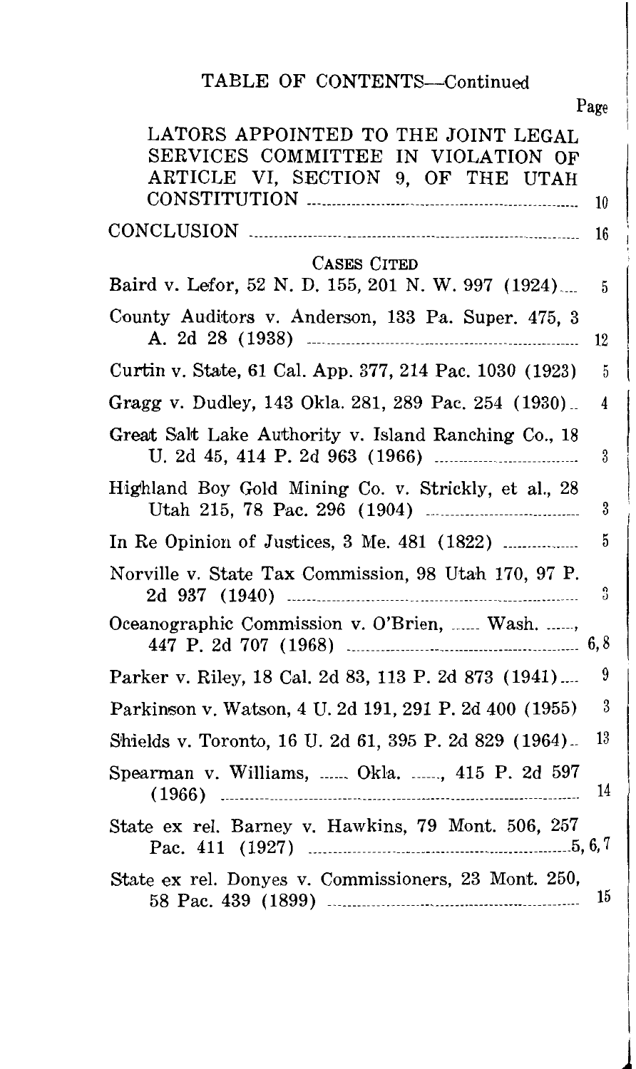TABLE OF CONTENTS—Continued

| | Page |
|---|---|
| LATORS APPOINTED TO THE JOINT LEGAL SERVICES COMMITTEE IN VIOLATION OF ARTICLE VI, SECTION 9, OF THE UTAH CONSTITUTION | 10 |
| CONCLUSION | 16 |

CASES CITED

| | |
|---|---|
| Baird v. Lefor, 52 N. D. 155, 201 N. W. 997 (1924) | 5 |
| County Auditors v. Anderson, 133 Pa. Super. 475, 3 A. 2d 28 (1938) | 12 |
| Curtin v. State, 61 Cal. App. 377, 214 Pac. 1030 (1923) | 5 |
| Gragg v. Dudley, 143 Okla. 281, 289 Pac. 254 (1930) | 4 |
| Great Salt Lake Authority v. Island Ranching Co., 18 U. 2d 45, 414 P. 2d 963 (1966) | 3 |
| Highland Boy Gold Mining Co. v. Strickly, et al., 28 Utah 215, 78 Pac. 296 (1904) | 3 |
| In Re Opinion of Justices, 3 Me. 481 (1822) | 5 |
| Norville v. State Tax Commission, 98 Utah 170, 97 P. 2d 937 (1940) | 3 |
| Oceanographic Commission v. O'Brien, ...... Wash. ......, 447 P. 2d 707 (1968) | 6, 8 |
| Parker v. Riley, 18 Cal. 2d 83, 113 P. 2d 873 (1941) | 9 |
| Parkinson v. Watson, 4 U. 2d 191, 291 P. 2d 400 (1955) | 3 |
| Shields v. Toronto, 16 U. 2d 61, 395 P. 2d 829 (1964) | 13 |
| Spearman v. Williams, ...... Okla. ......, 415 P. 2d 597 (1966) | 14 |
| State ex rel. Barney v. Hawkins, 79 Mont. 506, 257 Pac. 411 (1927) | 5, 6, 7 |
| State ex rel. Donyes v. Commissioners, 23 Mont. 250, 58 Pac. 439 (1899) | 15 |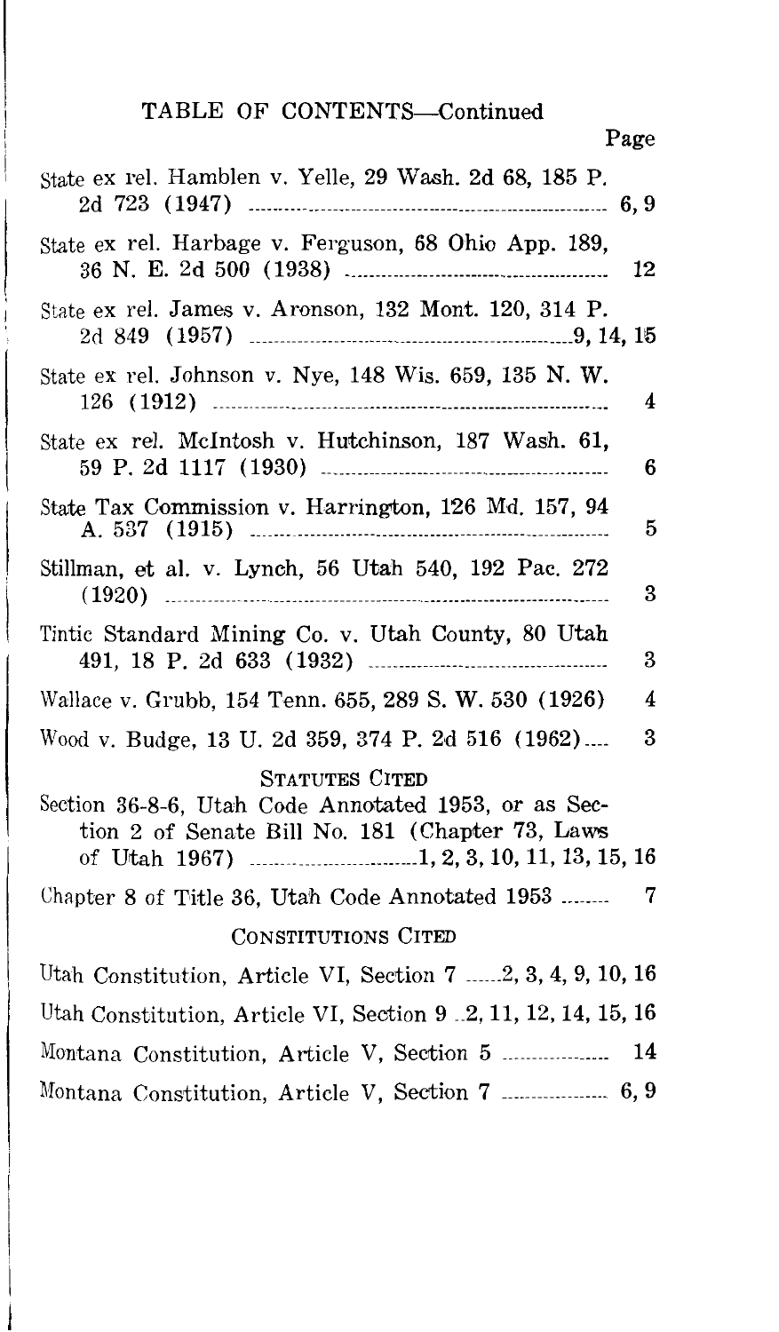## TABLE OF CONTENTS—Continued

| | Page |
|---|---|
| State ex rel. Hamblen v. Yelle, 29 Wash. 2d 68, 185 P. 2d 723 (1947) | 6, 9 |
| State ex rel. Harbage v. Ferguson, 68 Ohio App. 189, 36 N. E. 2d 500 (1938) | 12 |
| State ex rel. James v. Aronson, 132 Mont. 120, 314 P. 2d 849 (1957) | 9, 14, 15 |
| State ex rel. Johnson v. Nye, 148 Wis. 659, 135 N. W. 126 (1912) | 4 |
| State ex rel. McIntosh v. Hutchinson, 187 Wash. 61, 59 P. 2d 1117 (1930) | 6 |
| State Tax Commission v. Harrington, 126 Md. 157, 94 A. 537 (1915) | 5 |
| Stillman, et al. v. Lynch, 56 Utah 540, 192 Pac. 272 (1920) | 3 |
| Tintic Standard Mining Co. v. Utah County, 80 Utah 491, 18 P. 2d 633 (1932) | 3 |
| Wallace v. Grubb, 154 Tenn. 655, 289 S. W. 530 (1926) | 4 |
| Wood v. Budge, 13 U. 2d 359, 374 P. 2d 516 (1962) | 3 |

### STATUTES CITED

| | |
|---|---|
| Section 36-8-6, Utah Code Annotated 1953, or as Section 2 of Senate Bill No. 181 (Chapter 73, Laws of Utah 1967) | 1, 2, 3, 10, 11, 13, 15, 16 |
| Chapter 8 of Title 36, Utah Code Annotated 1953 | 7 |

### CONSTITUTIONS CITED

| | |
|---|---|
| Utah Constitution, Article VI, Section 7 | 2, 3, 4, 9, 10, 16 |
| Utah Constitution, Article VI, Section 9 | 2, 11, 12, 14, 15, 16 |
| Montana Constitution, Article V, Section 5 | 14 |
| Montana Constitution, Article V, Section 7 | 6, 9 |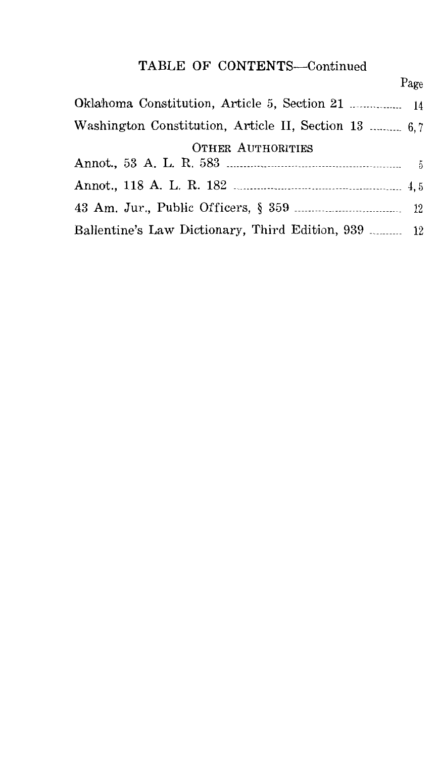## TABLE OF CONTENTS—Continued

| | Page |
|---|---|
| Oklahoma Constitution, Article 5, Section 21 | 14 |
| Washington Constitution, Article II, Section 13 | 6, 7 |
| OTHER AUTHORITIES | |
| Annot., 53 A. L. R. 583 | 5 |
| Annot., 118 A. L. R. 182 | 4, 5 |
| 43 Am. Jur., Public Officers, § 359 | 12 |
| Ballentine's Law Dictionary, Third Edition, 939 | 12 |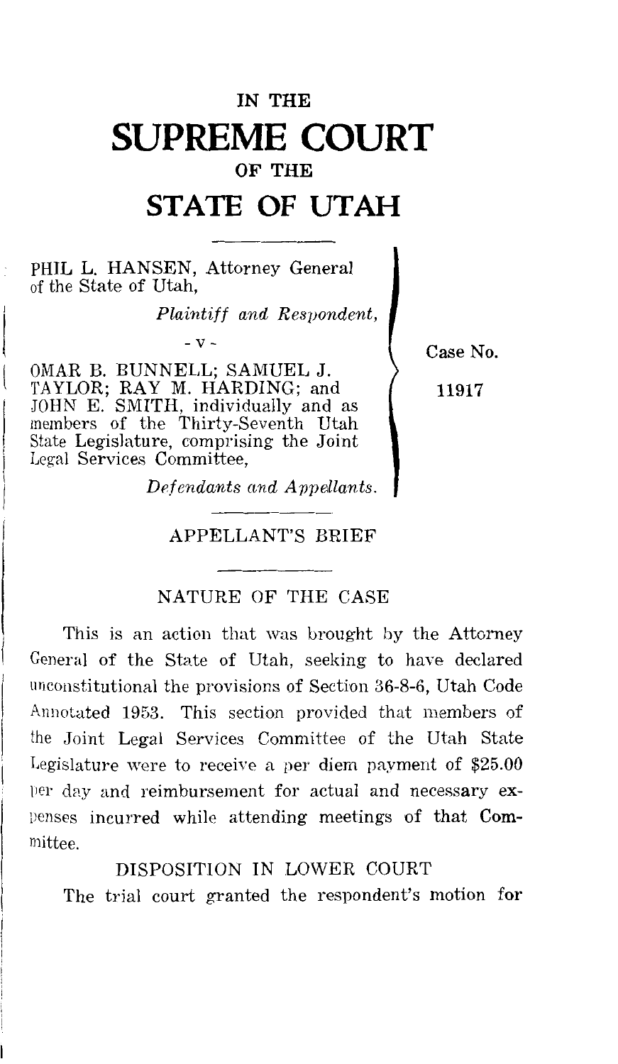# IN THE
# SUPREME COURT
### OF THE
# STATE OF UTAH

PHIL L. HANSEN, Attorney General of the State of Utah,

*Plaintiff and Respondent,*

- v -

OMAR B. BUNNELL; SAMUEL J. TAYLOR; RAY M. HARDING; and JOHN E. SMITH, individually and as members of the Thirty-Seventh Utah State Legislature, comprising the Joint Legal Services Committee,

*Defendants and Appellants.*

Case No. 11917

## APPELLANT'S BRIEF

### NATURE OF THE CASE

This is an action that was brought by the Attorney General of the State of Utah, seeking to have declared unconstitutional the provisions of Section 36-8-6, Utah Code Annotated 1953. This section provided that members of the Joint Legal Services Committee of the Utah State Legislature were to receive a per diem payment of $25.00 per day and reimbursement for actual and necessary expenses incurred while attending meetings of that Committee.

### DISPOSITION IN LOWER COURT

The trial court granted the respondent's motion for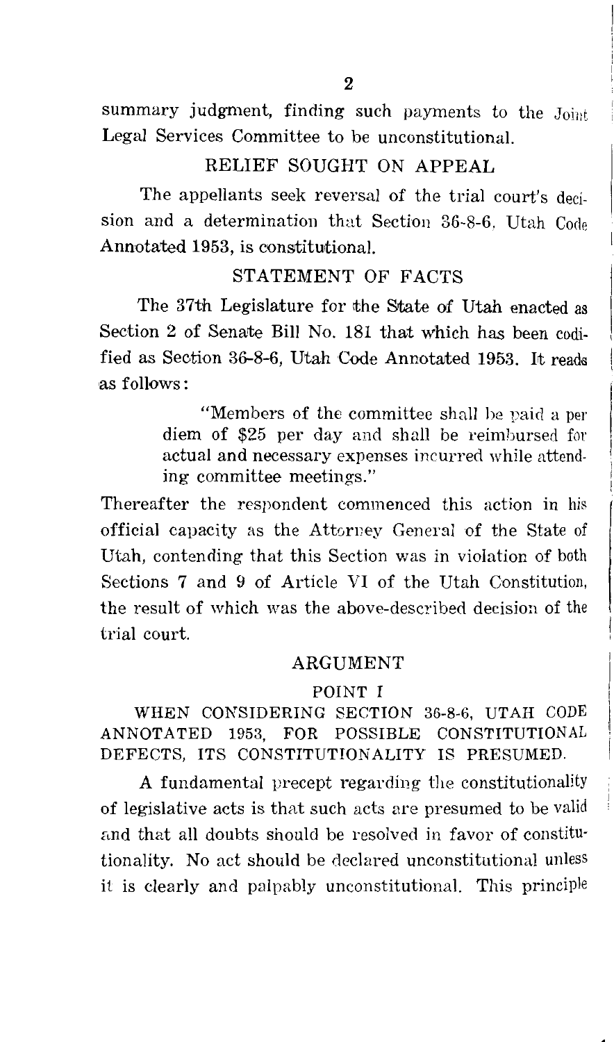summary judgment, finding such payments to the Joint Legal Services Committee to be unconstitutional.

## RELIEF SOUGHT ON APPEAL

The appellants seek reversal of the trial court's decision and a determination that Section 36-8-6, Utah Code Annotated 1953, is constitutional.

## STATEMENT OF FACTS

The 37th Legislature for the State of Utah enacted as Section 2 of Senate Bill No. 181 that which has been codified as Section 36-8-6, Utah Code Annotated 1953. It reads as follows:

> "Members of the committee shall be paid a per diem of $25 per day and shall be reimbursed for actual and necessary expenses incurred while attending committee meetings."

Thereafter the respondent commenced this action in his official capacity as the Attorney General of the State of Utah, contending that this Section was in violation of both Sections 7 and 9 of Article VI of the Utah Constitution, the result of which was the above-described decision of the trial court.

## ARGUMENT

### POINT I

### WHEN CONSIDERING SECTION 36-8-6, UTAH CODE ANNOTATED 1953, FOR POSSIBLE CONSTITUTIONAL DEFECTS, ITS CONSTITUTIONALITY IS PRESUMED.

A fundamental precept regarding the constitutionality of legislative acts is that such acts are presumed to be valid and that all doubts should be resolved in favor of constitutionality. No act should be declared unconstitutional unless it is clearly and palpably unconstitutional. This principle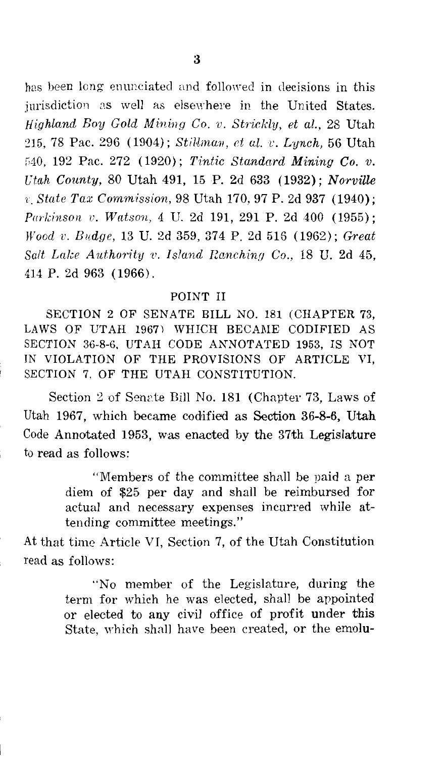has been long enunciated and followed in decisions in this jurisdiction as well as elsewhere in the United States. *Highland Boy Gold Mining Co. v. Strickly, et al.*, 28 Utah 215, 78 Pac. 296 (1904); *Stillman, et al. v. Lynch*, 56 Utah 540, 192 Pac. 272 (1920); *Tintic Standard Mining Co. v. Utah County*, 80 Utah 491, 15 P. 2d 633 (1932); *Norville v. State Tax Commission*, 98 Utah 170, 97 P. 2d 937 (1940); *Parkinson v. Watson*, 4 U. 2d 191, 291 P. 2d 400 (1955); *Wood v. Budge*, 13 U. 2d 359, 374 P. 2d 516 (1962); *Great Salt Lake Authority v. Island Ranching Co.*, 18 U. 2d 45, 414 P. 2d 963 (1966).

## POINT II

SECTION 2 OF SENATE BILL NO. 181 (CHAPTER 73, LAWS OF UTAH 1967) WHICH BECAME CODIFIED AS SECTION 36-8-6, UTAH CODE ANNOTATED 1953, IS NOT IN VIOLATION OF THE PROVISIONS OF ARTICLE VI, SECTION 7, OF THE UTAH CONSTITUTION.

Section 2 of Senate Bill No. 181 (Chapter 73, Laws of Utah 1967, which became codified as Section 36-8-6, Utah Code Annotated 1953, was enacted by the 37th Legislature to read as follows:

> "Members of the committee shall be paid a per diem of $25 per day and shall be reimbursed for actual and necessary expenses incurred while attending committee meetings."

At that time Article VI, Section 7, of the Utah Constitution read as follows:

> "No member of the Legislature, during the term for which he was elected, shall be appointed or elected to any civil office of profit under this State, which shall have been created, or the emolu-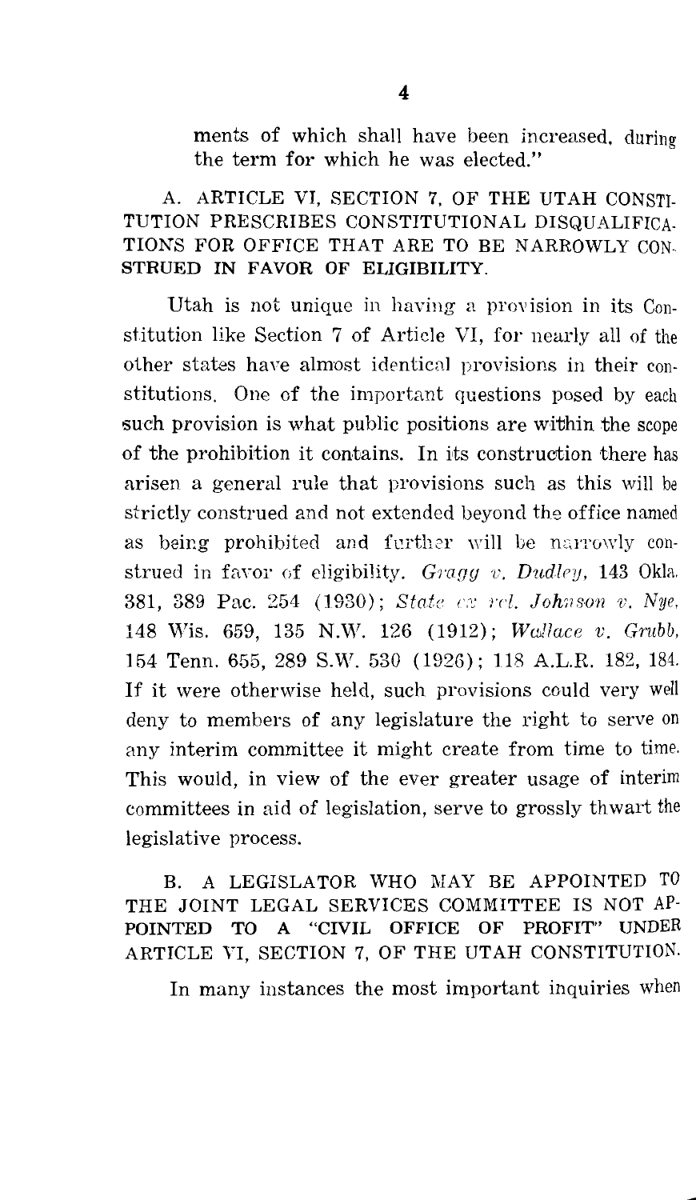ments of which shall have been increased, during the term for which he was elected."

### A. ARTICLE VI, SECTION 7, OF THE UTAH CONSTITUTION PRESCRIBES CONSTITUTIONAL DISQUALIFICATIONS FOR OFFICE THAT ARE TO BE NARROWLY CONSTRUED IN FAVOR OF ELIGIBILITY.

Utah is not unique in having a provision in its Constitution like Section 7 of Article VI, for nearly all of the other states have almost identical provisions in their constitutions. One of the important questions posed by each such provision is what public positions are within the scope of the prohibition it contains. In its construction there has arisen a general rule that provisions such as this will be strictly construed and not extended beyond the office named as being prohibited and further will be narrowly construed in favor of eligibility. *Gragg v. Dudley*, 143 Okla. 381, 389 Pac. 254 (1930); *State ex rel. Johnson v. Nye*, 148 Wis. 659, 135 N.W. 126 (1912); *Wallace v. Grubb*, 154 Tenn. 655, 289 S.W. 530 (1926); 118 A.L.R. 182, 184. If it were otherwise held, such provisions could very well deny to members of any legislature the right to serve on any interim committee it might create from time to time. This would, in view of the ever greater usage of interim committees in aid of legislation, serve to grossly thwart the legislative process.

### B. A LEGISLATOR WHO MAY BE APPOINTED TO THE JOINT LEGAL SERVICES COMMITTEE IS NOT APPOINTED TO A "CIVIL OFFICE OF PROFIT" UNDER ARTICLE VI, SECTION 7, OF THE UTAH CONSTITUTION.

In many instances the most important inquiries when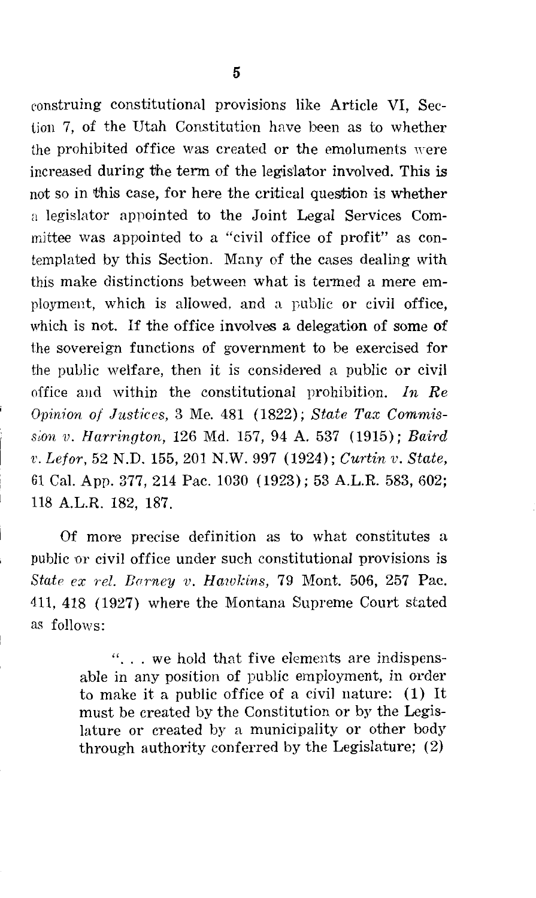construing constitutional provisions like Article VI, Section 7, of the Utah Constitution have been as to whether the prohibited office was created or the emoluments were increased during the term of the legislator involved. This is not so in this case, for here the critical question is whether a legislator appointed to the Joint Legal Services Committee was appointed to a "civil office of profit" as contemplated by this Section. Many of the cases dealing with this make distinctions between what is termed a mere employment, which is allowed, and a public or civil office, which is not. If the office involves a delegation of some of the sovereign functions of government to be exercised for the public welfare, then it is considered a public or civil office and within the constitutional prohibition. *In Re Opinion of Justices*, 3 Me. 481 (1822); *State Tax Commission v. Harrington*, 126 Md. 157, 94 A. 537 (1915); *Baird v. Lefor*, 52 N.D. 155, 201 N.W. 997 (1924); *Curtin v. State*, 61 Cal. App. 377, 214 Pac. 1030 (1923); 53 A.L.R. 583, 602; 118 A.L.R. 182, 187.

Of more precise definition as to what constitutes a public or civil office under such constitutional provisions is *State ex rel. Barney v. Hawkins*, 79 Mont. 506, 257 Pac. 411, 418 (1927) where the Montana Supreme Court stated as follows:

> ". . . we hold that five elements are indispensable in any position of public employment, in order to make it a public office of a civil nature: (1) It must be created by the Constitution or by the Legislature or created by a municipality or other body through authority conferred by the Legislature; (2)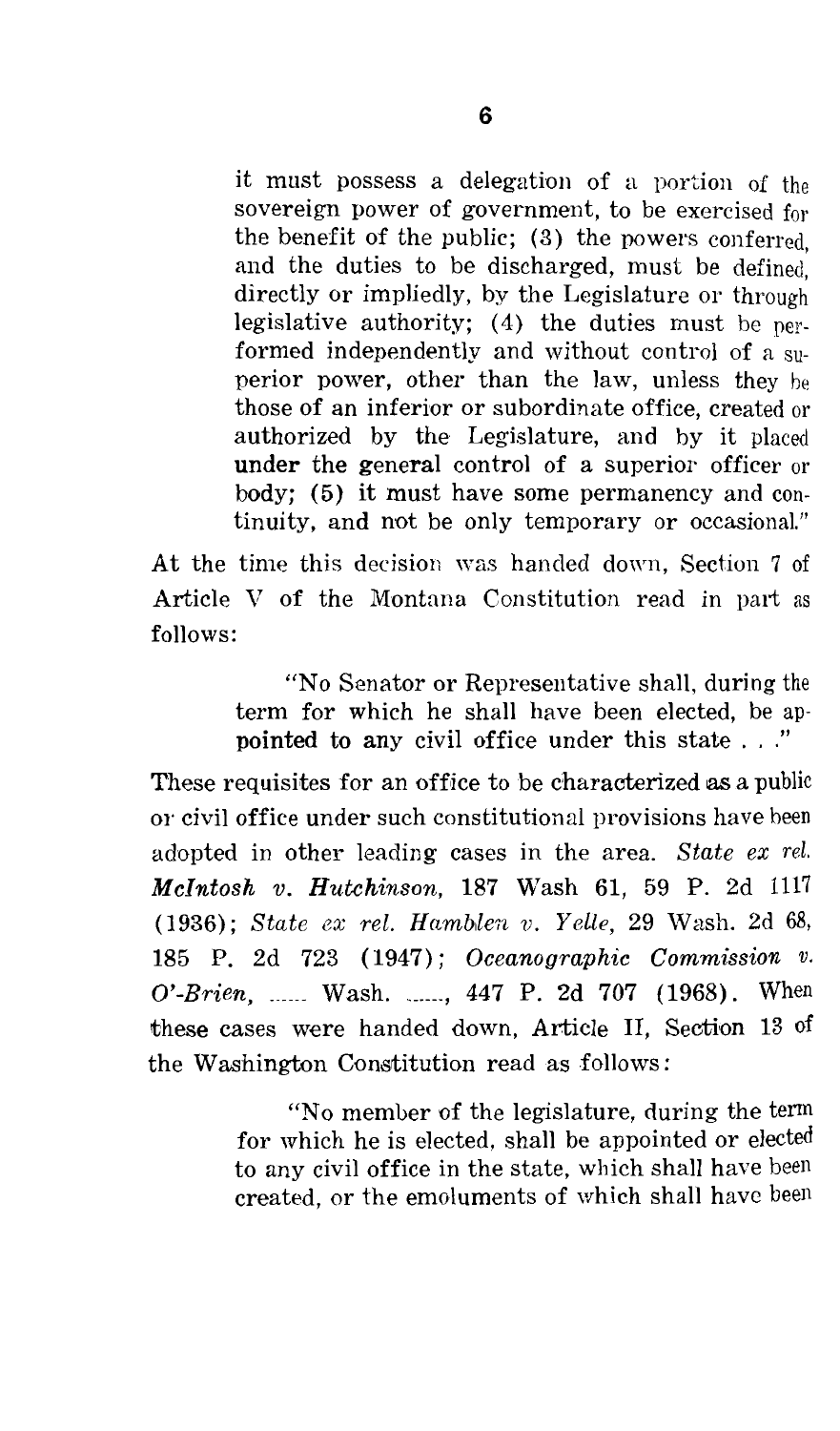it must possess a delegation of a portion of the sovereign power of government, to be exercised for the benefit of the public; (3) the powers conferred, and the duties to be discharged, must be defined, directly or impliedly, by the Legislature or through legislative authority; (4) the duties must be performed independently and without control of a superior power, other than the law, unless they be those of an inferior or subordinate office, created or authorized by the Legislature, and by it placed under the general control of a superior officer or body; (5) it must have some permanency and continuity, and not be only temporary or occasional."

At the time this decision was handed down, Section 7 of Article V of the Montana Constitution read in part as follows:

> "No Senator or Representative shall, during the term for which he shall have been elected, be appointed to any civil office under this state . . ."

These requisites for an office to be characterized as a public or civil office under such constitutional provisions have been adopted in other leading cases in the area. *State ex rel. McIntosh v. Hutchinson*, 187 Wash 61, 59 P. 2d 1117 (1936); *State ex rel. Hamblen v. Yelle*, 29 Wash. 2d 68, 185 P. 2d 723 (1947); *Oceanographic Commission v. O'-Brien*, ...... Wash. ......, 447 P. 2d 707 (1968). When these cases were handed down, Article II, Section 13 of the Washington Constitution read as follows:

> "No member of the legislature, during the term for which he is elected, shall be appointed or elected to any civil office in the state, which shall have been created, or the emoluments of which shall have been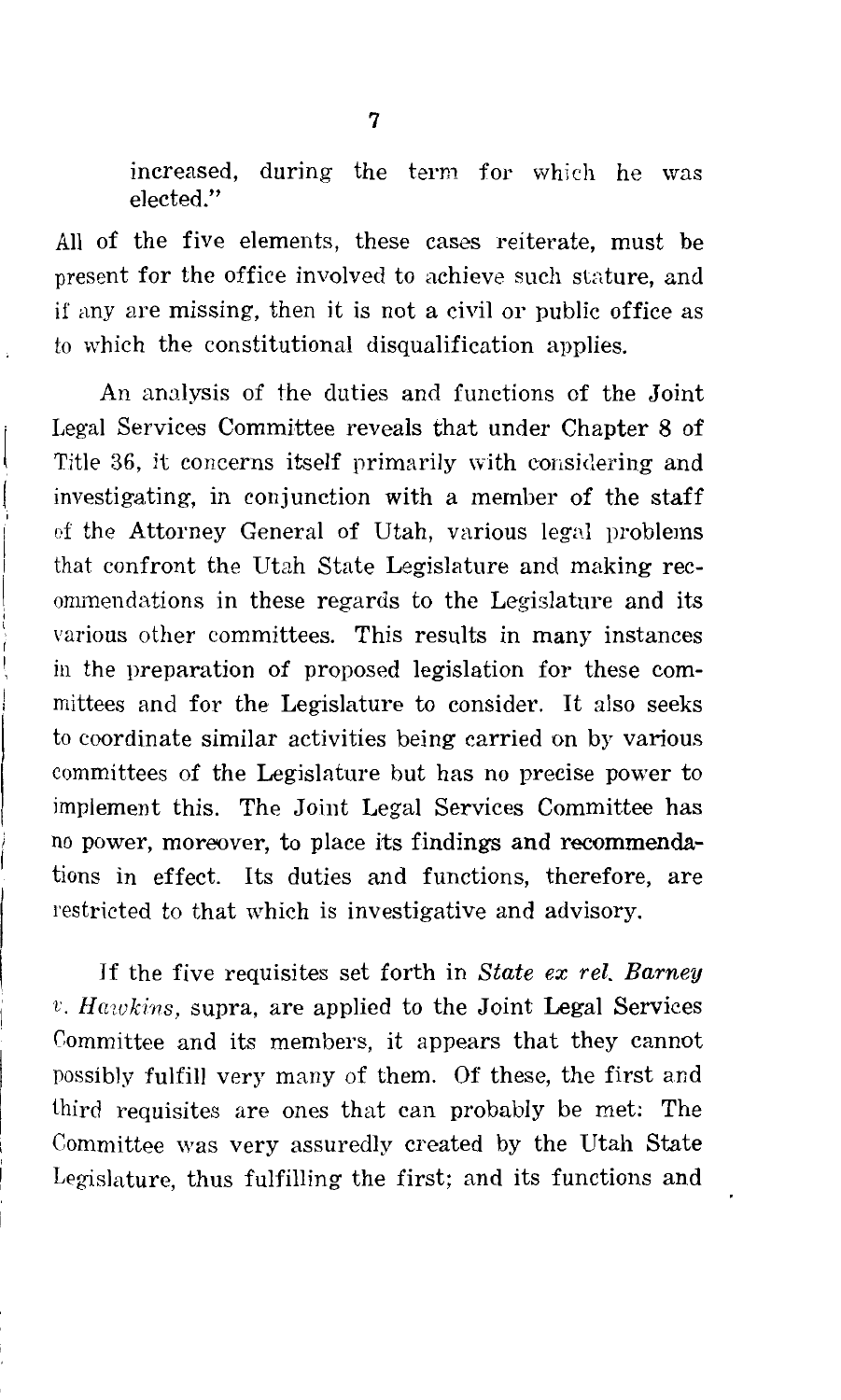> increased, during the term for which he was elected."

All of the five elements, these cases reiterate, must be present for the office involved to achieve such stature, and if any are missing, then it is not a civil or public office as to which the constitutional disqualification applies.

An analysis of the duties and functions of the Joint Legal Services Committee reveals that under Chapter 8 of Title 36, it concerns itself primarily with considering and investigating, in conjunction with a member of the staff of the Attorney General of Utah, various legal problems that confront the Utah State Legislature and making recommendations in these regards to the Legislature and its various other committees. This results in many instances in the preparation of proposed legislation for these committees and for the Legislature to consider. It also seeks to coordinate similar activities being carried on by various committees of the Legislature but has no precise power to implement this. The Joint Legal Services Committee has no power, moreover, to place its findings and recommendations in effect. Its duties and functions, therefore, are restricted to that which is investigative and advisory.

If the five requisites set forth in *State ex rel. Barney v. Hawkins*, supra, are applied to the Joint Legal Services Committee and its members, it appears that they cannot possibly fulfill very many of them. Of these, the first and third requisites are ones that can probably be met: The Committee was very assuredly created by the Utah State Legislature, thus fulfilling the first; and its functions and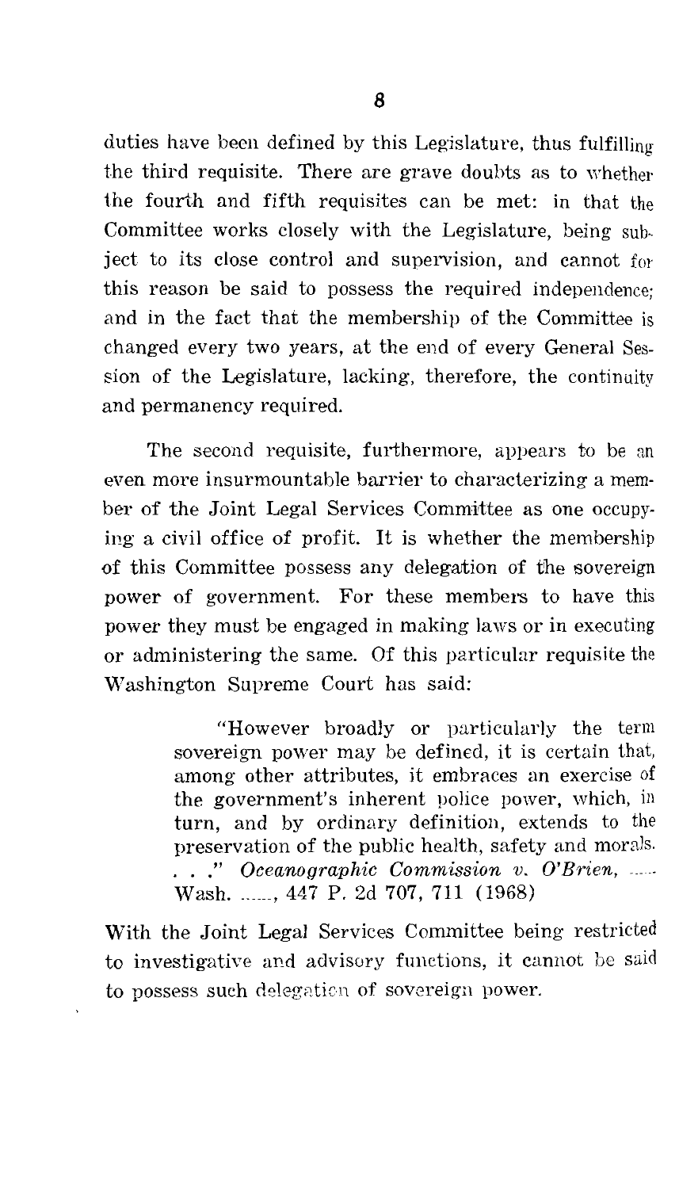duties have been defined by this Legislature, thus fulfilling the third requisite. There are grave doubts as to whether the fourth and fifth requisites can be met: in that the Committee works closely with the Legislature, being subject to its close control and supervision, and cannot for this reason be said to possess the required independence; and in the fact that the membership of the Committee is changed every two years, at the end of every General Session of the Legislature, lacking, therefore, the continuity and permanency required.

The second requisite, furthermore, appears to be an even more insurmountable barrier to characterizing a member of the Joint Legal Services Committee as one occupying a civil office of profit. It is whether the membership of this Committee possess any delegation of the sovereign power of government. For these members to have this power they must be engaged in making laws or in executing or administering the same. Of this particular requisite the Washington Supreme Court has said:

> "However broadly or particularly the term sovereign power may be defined, it is certain that, among other attributes, it embraces an exercise of the government's inherent police power, which, in turn, and by ordinary definition, extends to the preservation of the public health, safety and morals. . . ." *Oceanographic Commission v. O'Brien*, ...... Wash. ......, 447 P. 2d 707, 711 (1968)

With the Joint Legal Services Committee being restricted to investigative and advisory functions, it cannot be said to possess such delegation of sovereign power.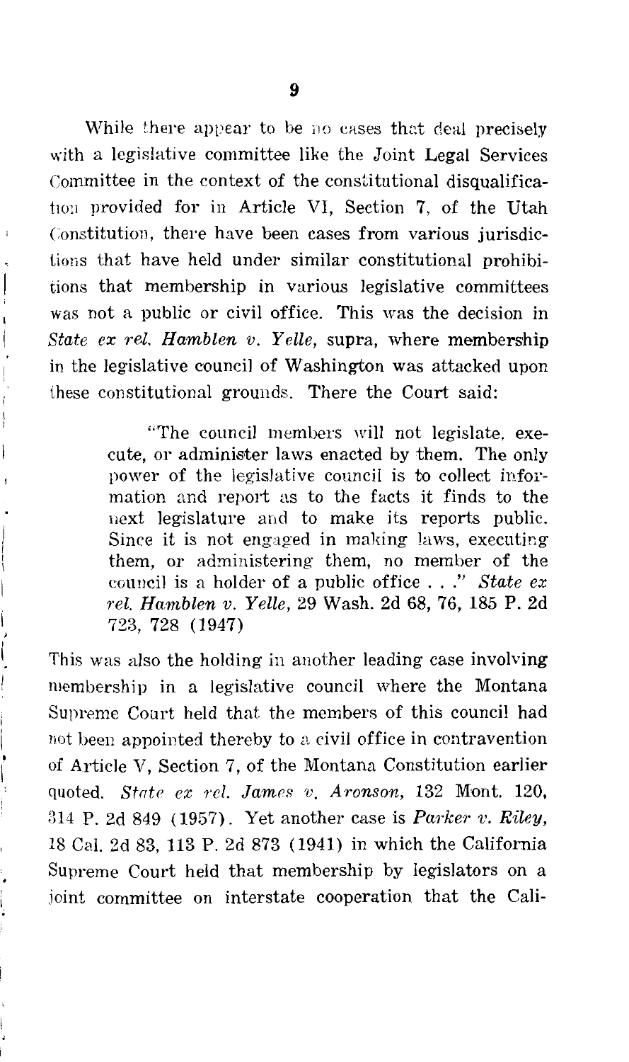While there appear to be no cases that deal precisely with a legislative committee like the Joint Legal Services Committee in the context of the constitutional disqualification provided for in Article VI, Section 7, of the Utah Constitution, there have been cases from various jurisdictions that have held under similar constitutional prohibitions that membership in various legislative committees was not a public or civil office. This was the decision in *State ex rel. Hamblen v. Yelle*, supra, where membership in the legislative council of Washington was attacked upon these constitutional grounds. There the Court said:

> "The council members will not legislate, execute, or administer laws enacted by them. The only power of the legislative council is to collect information and report as to the facts it finds to the next legislature and to make its reports public. Since it is not engaged in making laws, executing them, or administering them, no member of the council is a holder of a public office . . ." *State ex rel. Hamblen v. Yelle*, 29 Wash. 2d 68, 76, 185 P. 2d 723, 728 (1947)

This was also the holding in another leading case involving membership in a legislative council where the Montana Supreme Court held that the members of this council had not been appointed thereby to a civil office in contravention of Article V, Section 7, of the Montana Constitution earlier quoted. *State ex rel. James v. Aronson*, 132 Mont. 120, 314 P. 2d 849 (1957). Yet another case is *Parker v. Riley*, 18 Cal. 2d 83, 113 P. 2d 873 (1941) in which the California Supreme Court held that membership by legislators on a joint committee on interstate cooperation that the Cali-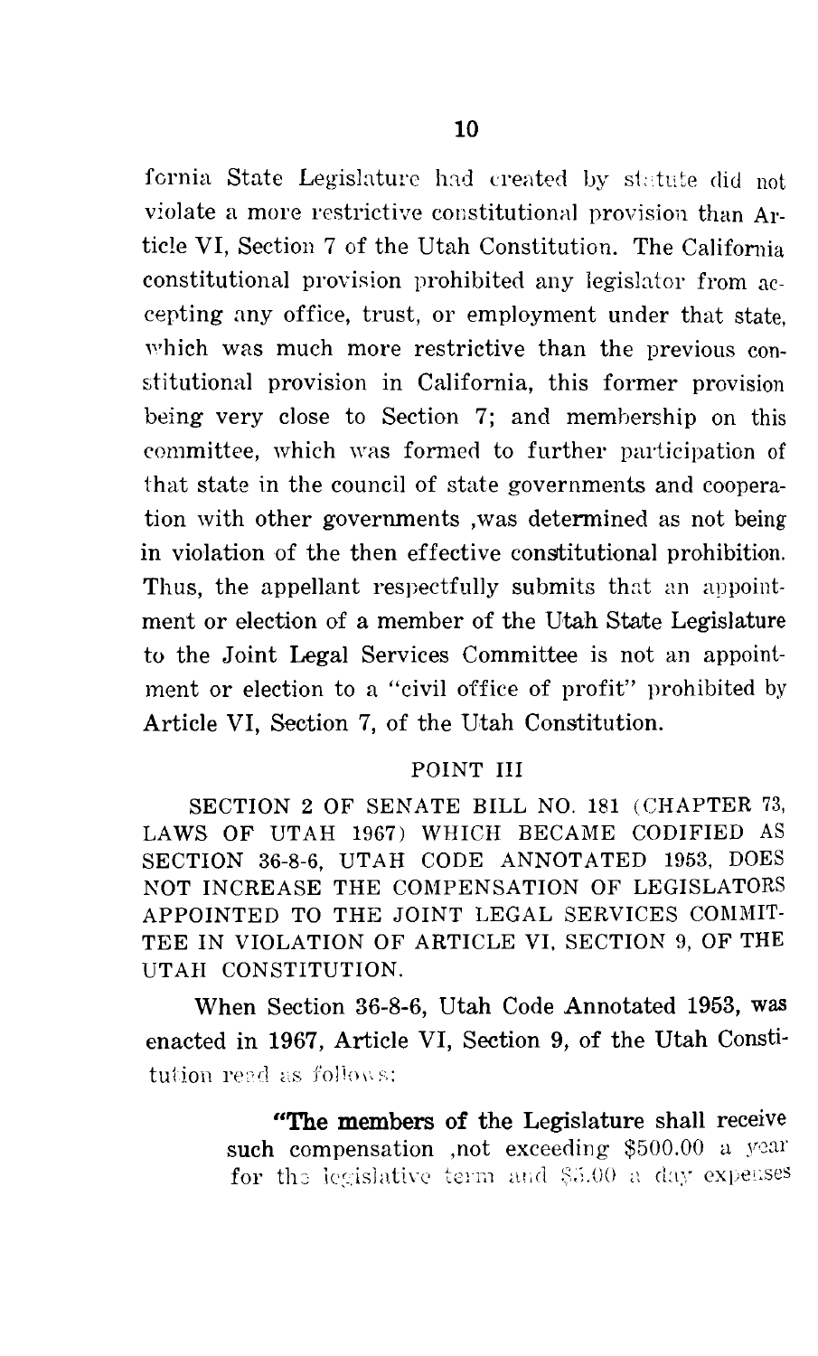fornia State Legislature had created by statute did not violate a more restrictive constitutional provision than Article VI, Section 7 of the Utah Constitution. The California constitutional provision prohibited any legislator from accepting any office, trust, or employment under that state, which was much more restrictive than the previous constitutional provision in California, this former provision being very close to Section 7; and membership on this committee, which was formed to further participation of that state in the council of state governments and cooperation with other governments ,was determined as not being in violation of the then effective constitutional prohibition. Thus, the appellant respectfully submits that an appointment or election of a member of the Utah State Legislature to the Joint Legal Services Committee is not an appointment or election to a "civil office of profit" prohibited by Article VI, Section 7, of the Utah Constitution.

## POINT III

SECTION 2 OF SENATE BILL NO. 181 (CHAPTER 73, LAWS OF UTAH 1967) WHICH BECAME CODIFIED AS SECTION 36-8-6, UTAH CODE ANNOTATED 1953, DOES NOT INCREASE THE COMPENSATION OF LEGISLATORS APPOINTED TO THE JOINT LEGAL SERVICES COMMITTEE IN VIOLATION OF ARTICLE VI, SECTION 9, OF THE UTAH CONSTITUTION.

When Section 36-8-6, Utah Code Annotated 1953, was enacted in 1967, Article VI, Section 9, of the Utah Constitution read as follows:

> "The members of the Legislature shall receive such compensation ,not exceeding $500.00 a year for the legislative term and $5.00 a day expenses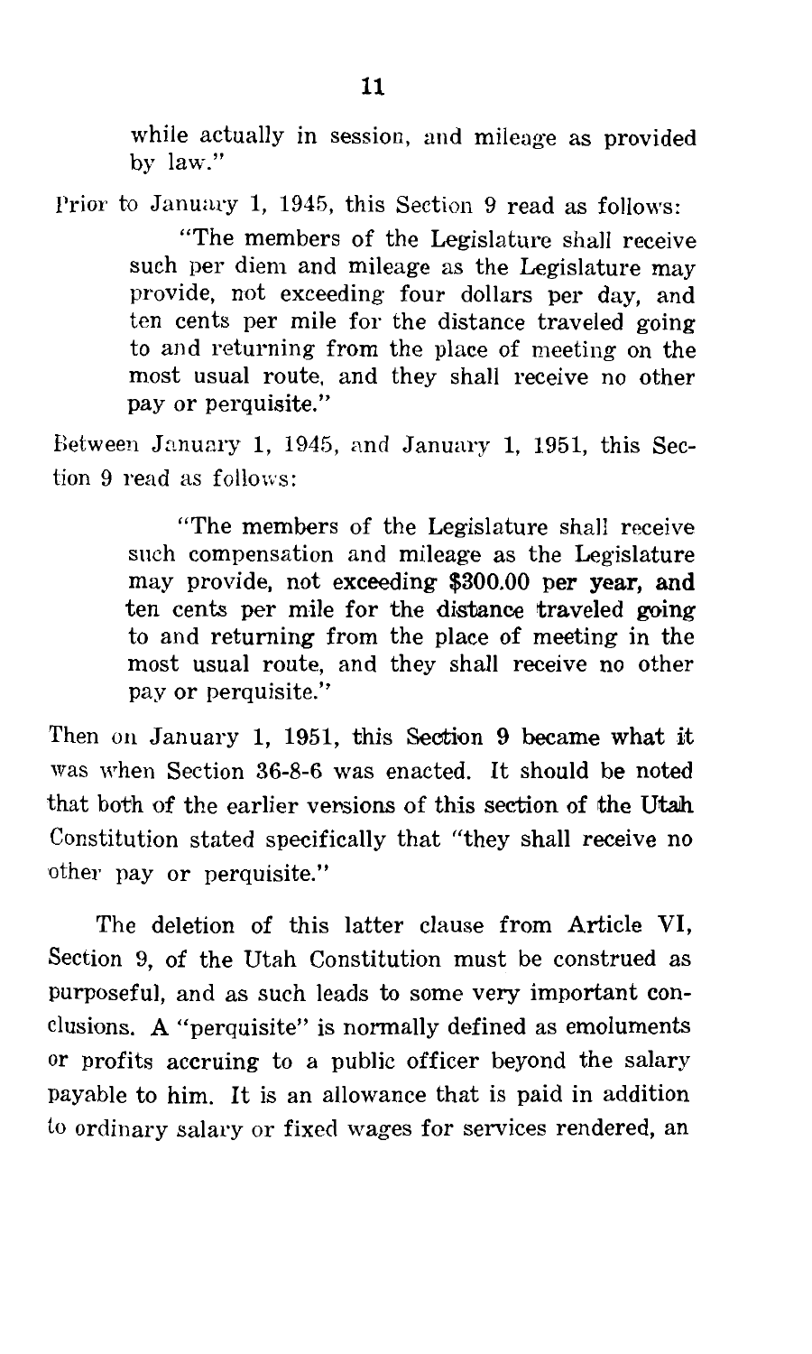> while actually in session, and mileage as provided by law."

Prior to January 1, 1945, this Section 9 read as follows:

> "The members of the Legislature shall receive such per diem and mileage as the Legislature may provide, not exceeding four dollars per day, and ten cents per mile for the distance traveled going to and returning from the place of meeting on the most usual route, and they shall receive no other pay or perquisite."

Between January 1, 1945, and January 1, 1951, this Section 9 read as follows:

> "The members of the Legislature shall receive such compensation and mileage as the Legislature may provide, not exceeding $300.00 per year, and ten cents per mile for the distance traveled going to and returning from the place of meeting in the most usual route, and they shall receive no other pay or perquisite."

Then on January 1, 1951, this Section 9 became what it was when Section 36-8-6 was enacted. It should be noted that both of the earlier versions of this section of the Utah Constitution stated specifically that "they shall receive no other pay or perquisite."

The deletion of this latter clause from Article VI, Section 9, of the Utah Constitution must be construed as purposeful, and as such leads to some very important conclusions. A "perquisite" is normally defined as emoluments or profits accruing to a public officer beyond the salary payable to him. It is an allowance that is paid in addition to ordinary salary or fixed wages for services rendered, an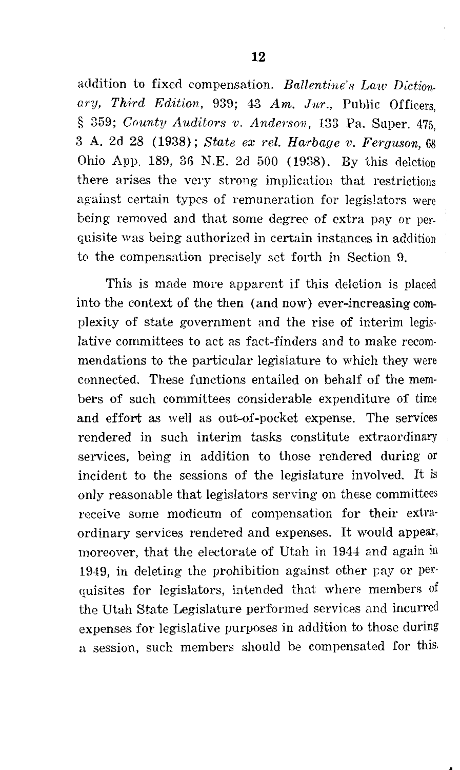addition to fixed compensation. *Ballentine's Law Dictionary, Third Edition*, 939; 43 *Am. Jur.*, Public Officers, § 359; *County Auditors v. Anderson*, 133 Pa. Super. 475, 3 A. 2d 28 (1938); *State ex rel. Harbage v. Ferguson*, 68 Ohio App. 189, 36 N.E. 2d 500 (1938). By this deletion there arises the very strong implication that restrictions against certain types of remuneration for legislators were being removed and that some degree of extra pay or perquisite was being authorized in certain instances in addition to the compensation precisely set forth in Section 9.

This is made more apparent if this deletion is placed into the context of the then (and now) ever-increasing complexity of state government and the rise of interim legislative committees to act as fact-finders and to make recommendations to the particular legislature to which they were connected. These functions entailed on behalf of the members of such committees considerable expenditure of time and effort as well as out-of-pocket expense. The services rendered in such interim tasks constitute extraordinary services, being in addition to those rendered during or incident to the sessions of the legislature involved. It is only reasonable that legislators serving on these committees receive some modicum of compensation for their extraordinary services rendered and expenses. It would appear, moreover, that the electorate of Utah in 1944 and again in 1949, in deleting the prohibition against other pay or perquisites for legislators, intended that where members of the Utah State Legislature performed services and incurred expenses for legislative purposes in addition to those during a session, such members should be compensated for this.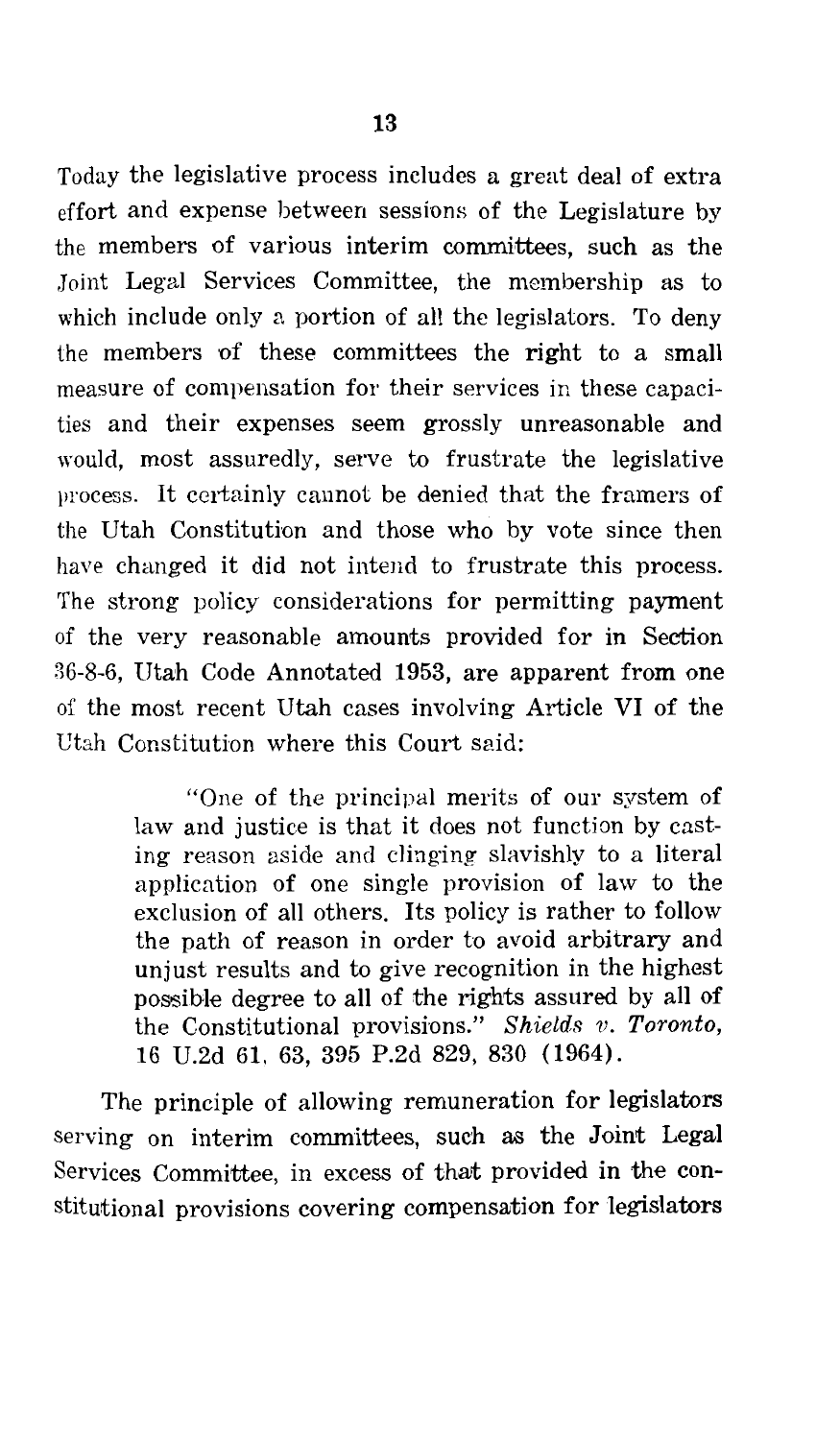Today the legislative process includes a great deal of extra effort and expense between sessions of the Legislature by the members of various interim committees, such as the Joint Legal Services Committee, the membership as to which include only a portion of all the legislators. To deny the members of these committees the right to a small measure of compensation for their services in these capacities and their expenses seem grossly unreasonable and would, most assuredly, serve to frustrate the legislative process. It certainly cannot be denied that the framers of the Utah Constitution and those who by vote since then have changed it did not intend to frustrate this process. The strong policy considerations for permitting payment of the very reasonable amounts provided for in Section 36-8-6, Utah Code Annotated 1953, are apparent from one of the most recent Utah cases involving Article VI of the Utah Constitution where this Court said:

> "One of the principal merits of our system of law and justice is that it does not function by casting reason aside and clinging slavishly to a literal application of one single provision of law to the exclusion of all others. Its policy is rather to follow the path of reason in order to avoid arbitrary and unjust results and to give recognition in the highest possible degree to all of the rights assured by all of the Constitutional provisions." *Shields v. Toronto*, 16 U.2d 61, 63, 395 P.2d 829, 830 (1964).

The principle of allowing remuneration for legislators serving on interim committees, such as the Joint Legal Services Committee, in excess of that provided in the constitutional provisions covering compensation for legislators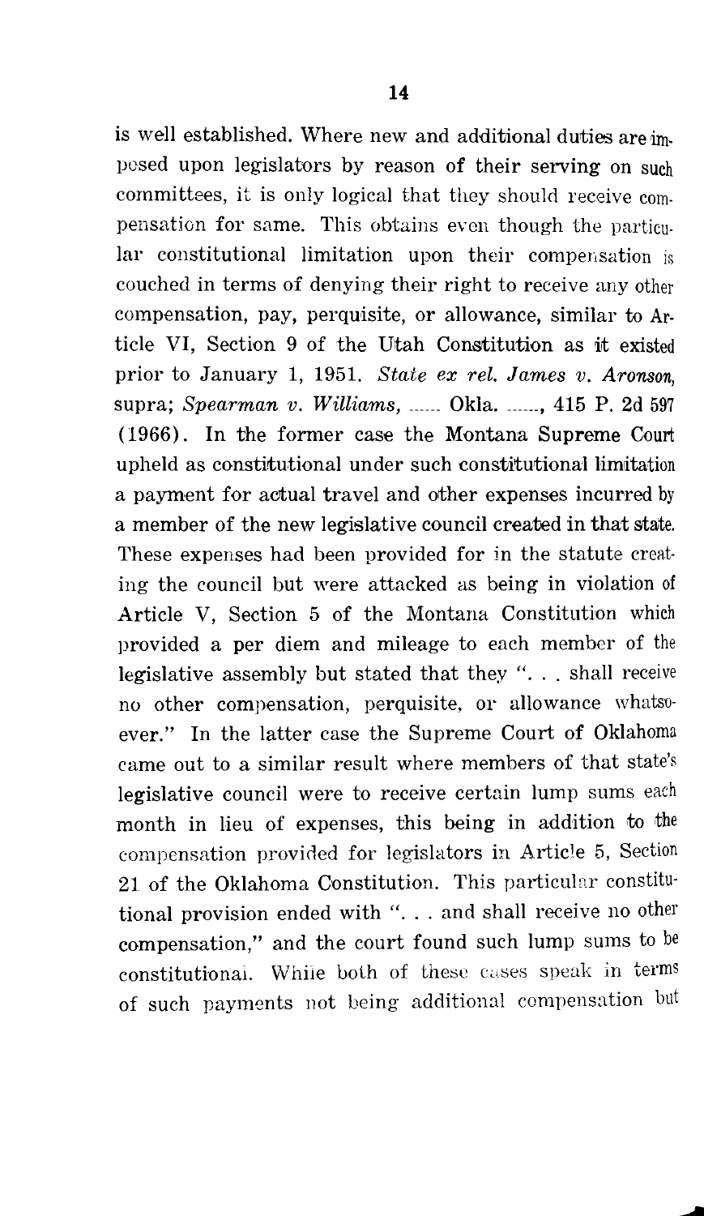is well established. Where new and additional duties are imposed upon legislators by reason of their serving on such committees, it is only logical that they should receive compensation for same. This obtains even though the particular constitutional limitation upon their compensation is couched in terms of denying their right to receive any other compensation, pay, perquisite, or allowance, similar to Article VI, Section 9 of the Utah Constitution as it existed prior to January 1, 1951. *State ex rel. James v. Aronson*, supra; *Spearman v. Williams*, ...... Okla. ......, 415 P. 2d 597 (1966). In the former case the Montana Supreme Court upheld as constitutional under such constitutional limitation a payment for actual travel and other expenses incurred by a member of the new legislative council created in that state. These expenses had been provided for in the statute creating the council but were attacked as being in violation of Article V, Section 5 of the Montana Constitution which provided a per diem and mileage to each member of the legislative assembly but stated that they ". . . shall receive no other compensation, perquisite, or allowance whatsoever." In the latter case the Supreme Court of Oklahoma came out to a similar result where members of that state's legislative council were to receive certain lump sums each month in lieu of expenses, this being in addition to the compensation provided for legislators in Article 5, Section 21 of the Oklahoma Constitution. This particular constitutional provision ended with ". . . and shall receive no other compensation," and the court found such lump sums to be constitutional. While both of these cases speak in terms of such payments not being additional compensation but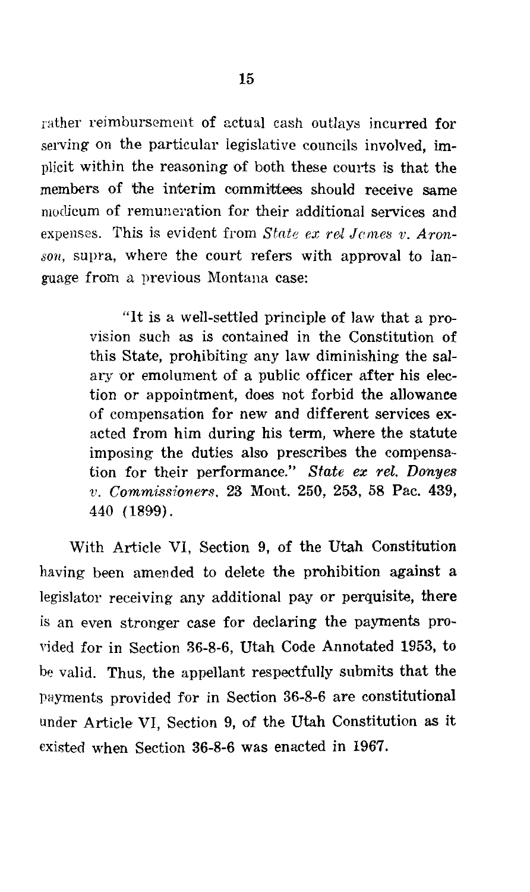rather reimbursement of actual cash outlays incurred for serving on the particular legislative councils involved, implicit within the reasoning of both these courts is that the members of the interim committees should receive same modicum of remuneration for their additional services and expenses. This is evident from *State ex rel James v. Aronson*, supra, where the court refers with approval to language from a previous Montana case:

> "It is a well-settled principle of law that a provision such as is contained in the Constitution of this State, prohibiting any law diminishing the salary or emolument of a public officer after his election or appointment, does not forbid the allowance of compensation for new and different services exacted from him during his term, where the statute imposing the duties also prescribes the compensation for their performance." *State ex rel. Donyes v. Commissioners*, 23 Mont. 250, 253, 58 Pac. 439, 440 (1899).

With Article VI, Section 9, of the Utah Constitution having been amended to delete the prohibition against a legislator receiving any additional pay or perquisite, there is an even stronger case for declaring the payments provided for in Section 36-8-6, Utah Code Annotated 1953, to be valid. Thus, the appellant respectfully submits that the payments provided for in Section 36-8-6 are constitutional under Article VI, Section 9, of the Utah Constitution as it existed when Section 36-8-6 was enacted in 1967.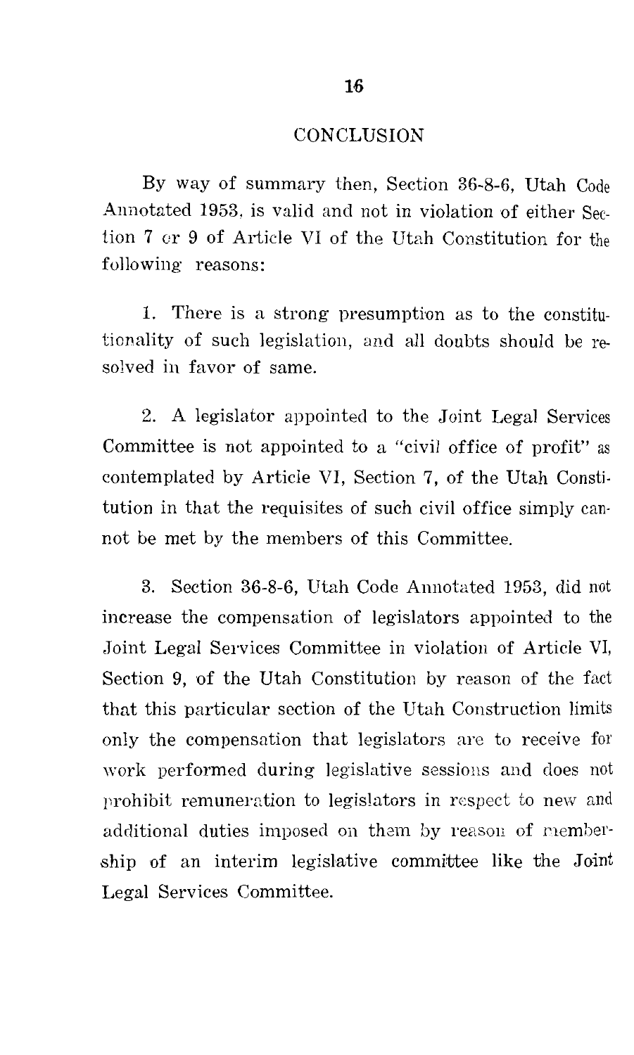## CONCLUSION

By way of summary then, Section 36-8-6, Utah Code Annotated 1953, is valid and not in violation of either Section 7 or 9 of Article VI of the Utah Constitution for the following reasons:

1. There is a strong presumption as to the constitutionality of such legislation, and all doubts should be resolved in favor of same.

2. A legislator appointed to the Joint Legal Services Committee is not appointed to a "civil office of profit" as contemplated by Article VI, Section 7, of the Utah Constitution in that the requisites of such civil office simply cannot be met by the members of this Committee.

3. Section 36-8-6, Utah Code Annotated 1953, did not increase the compensation of legislators appointed to the Joint Legal Services Committee in violation of Article VI, Section 9, of the Utah Constitution by reason of the fact that this particular section of the Utah Construction limits only the compensation that legislators are to receive for work performed during legislative sessions and does not prohibit remuneration to legislators in respect to new and additional duties imposed on them by reason of membership of an interim legislative committee like the Joint Legal Services Committee.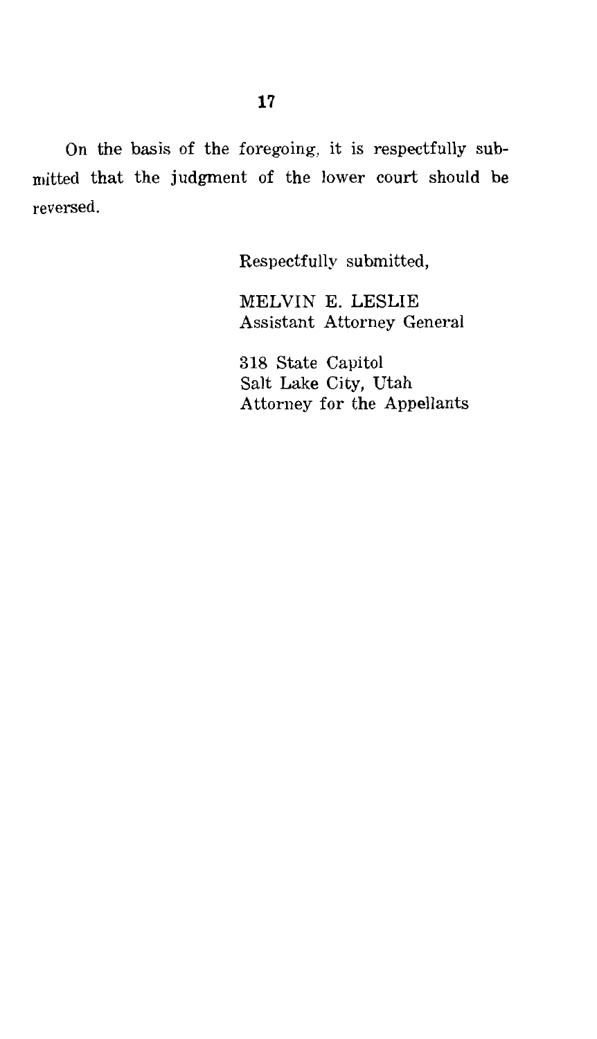On the basis of the foregoing, it is respectfully submitted that the judgment of the lower court should be reversed.

Respectfully submitted,

MELVIN E. LESLIE
Assistant Attorney General

318 State Capitol
Salt Lake City, Utah
Attorney for the Appellants